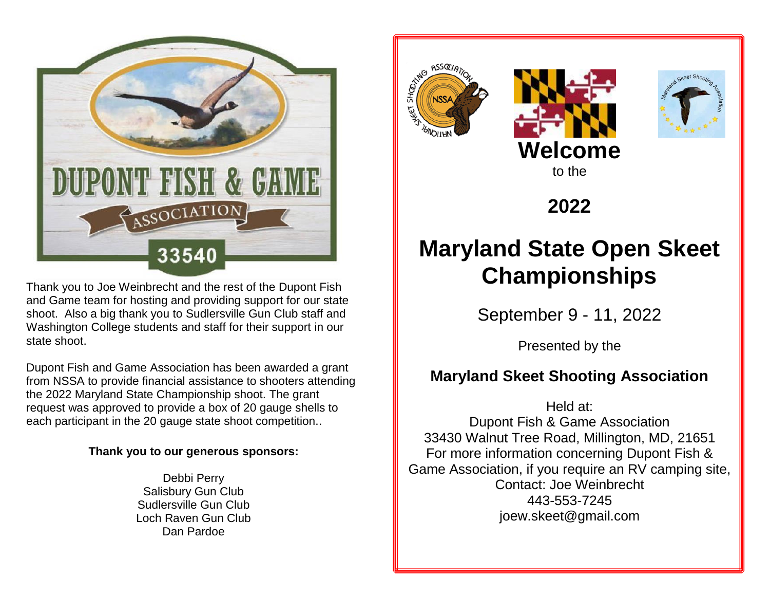DUPONT FISH & GAME

ASSOCIATION

33540

Thank you to Joe Weinbrecht and the rest of the Dupont Fish and Game team for hosting and providing support for our state shoot. Also a big thank you to Sudlersville Gun Club staff and Washington College students and staff for their support in our state shoot.

Dupont Fish and Game Association has been awarded a grant from NSSA to provide financial assistance to shooters attending the 2022 Maryland State Championship shoot. The grant request was approved to provide a box of 20 gauge shells to each participant in the 20 gauge state shoot competition..

**Thank you to our generous sponsors:**

Debbi Perry
Salisbury Gun Club
Sudlersville Gun Club
Loch Raven Gun Club
Dan Pardoe

# Welcome

to the

## 2022

# Maryland State Open Skeet Championships

September 9 - 11, 2022

Presented by the

**Maryland Skeet Shooting Association**

Held at:
Dupont Fish & Game Association
33430 Walnut Tree Road, Millington, MD, 21651
For more information concerning Dupont Fish & Game Association, if you require an RV camping site,
Contact: Joe Weinbrecht
443-553-7245
joew.skeet@gmail.com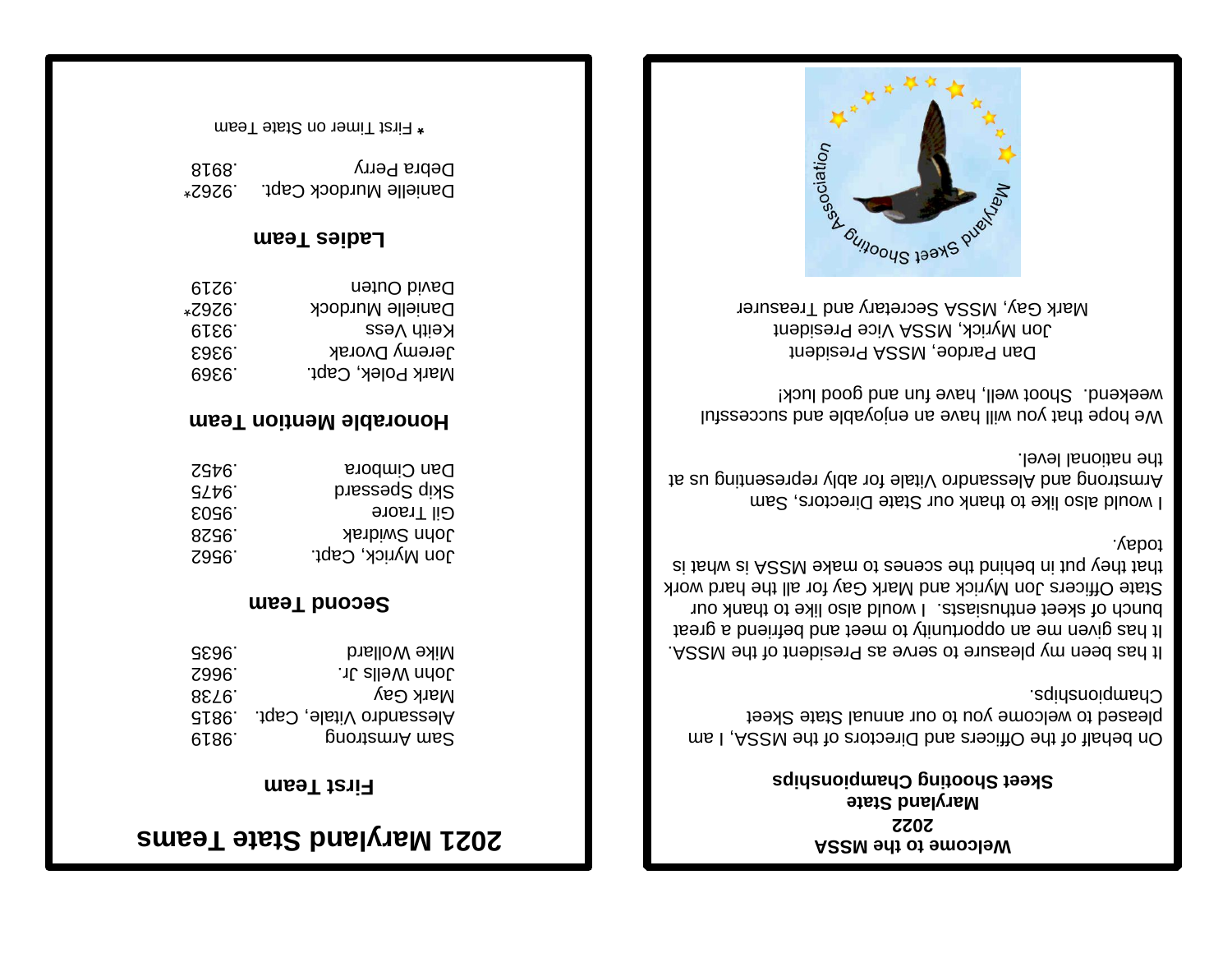# 2021 Maryland State Teams

## First Team

| Name | Score |
|---|---|
| Sam Armstrong | .9819 |
| Alessandro Vitale, Capt. | .9815 |
| Mark Gay | .9738 |
| John Wells Jr. | .9662 |
| Mike Wollard | .9635 |

## Second Team

| Name | Score |
|---|---|
| Jon Myrick, Capt. | .9562 |
| John Swidrak | .9528 |
| Gil Traore | .9503 |
| Skip Spessard | .9475 |
| Dan Cimbora | .9452 |

## Honorable Mention Team

| Name | Score |
|---|---|
| Mark Polek, Capt. | .9369 |
| Jeremy Dvorak | .9363 |
| Keith Vess | .9319 |
| Danielle Murdock | .9262* |
| David Outen | .9219 |

## Ladies Team

| Name | Score |
|---|---|
| Danielle Murdock Capt. | .9262* |
| Debra Perry | .8918 |

* First Timer on State Team

**Welcome to the MSSA**
**2022**
**Maryland State**
**Skeet Shooting Championships**

On behalf of the Officers and Directors of the MSSA, I am pleased to welcome you to our annual State Skeet Championships.

It has been my pleasure to serve as President of the MSSA. It has given me an opportunity to meet and befriend a great bunch of skeet enthusiasts. I would also like to thank our State Officers Jon Myrick and Mark Gay for all the hard work that they put in behind the scenes to make MSSA is what is today.

I would also like to thank our State Directors, Sam Armstrong and Alessandro Vitale for ably representing us at the national level.

We hope that you will have an enjoyable and successful weekend. Shoot well, have fun and good luck!

Dan Pardoe, MSSA President
Jon Myrick, MSSA Vice President
Mark Gay, MSSA Secretary and Treasurer

Maryland Skeet Shooting Association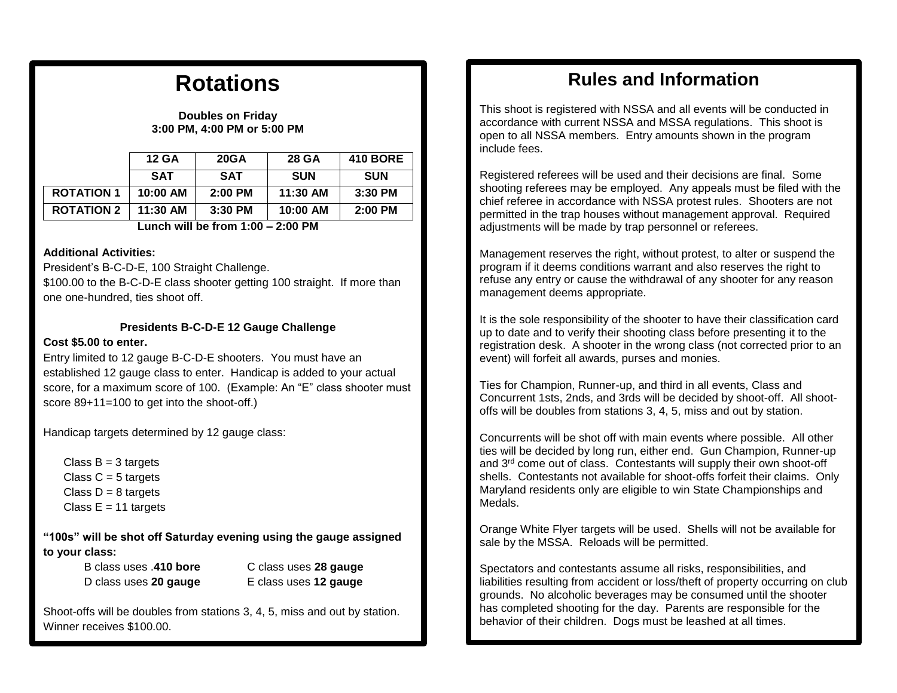# Rotations

**Doubles on Friday**
**3:00 PM, 4:00 PM or 5:00 PM**

| | 12 GA | 20GA | 28 GA | 410 BORE |
|---|---|---|---|---|
| | SAT | SAT | SUN | SUN |
| ROTATION 1 | 10:00 AM | 2:00 PM | 11:30 AM | 3:30 PM |
| ROTATION 2 | 11:30 AM | 3:30 PM | 10:00 AM | 2:00 PM |

**Lunch will be from 1:00 – 2:00 PM**

**Additional Activities:**
President's B-C-D-E, 100 Straight Challenge.
$100.00 to the B-C-D-E class shooter getting 100 straight. If more than one one-hundred, ties shoot off.

**Presidents B-C-D-E 12 Gauge Challenge**

**Cost $5.00 to enter.**
Entry limited to 12 gauge B-C-D-E shooters. You must have an established 12 gauge class to enter. Handicap is added to your actual score, for a maximum score of 100. (Example: An "E" class shooter must score 89+11=100 to get into the shoot-off.)

Handicap targets determined by 12 gauge class:

- Class B = 3 targets
- Class C = 5 targets
- Class D = 8 targets
- Class E = 11 targets

**"100s" will be shot off Saturday evening using the gauge assigned to your class:**

- B class uses .**410 bore**
- C class uses **28 gauge**
- D class uses **20 gauge**
- E class uses **12 gauge**

Shoot-offs will be doubles from stations 3, 4, 5, miss and out by station. Winner receives $100.00.

# Rules and Information

This shoot is registered with NSSA and all events will be conducted in accordance with current NSSA and MSSA regulations. This shoot is open to all NSSA members. Entry amounts shown in the program include fees.

Registered referees will be used and their decisions are final. Some shooting referees may be employed. Any appeals must be filed with the chief referee in accordance with NSSA protest rules. Shooters are not permitted in the trap houses without management approval. Required adjustments will be made by trap personnel or referees.

Management reserves the right, without protest, to alter or suspend the program if it deems conditions warrant and also reserves the right to refuse any entry or cause the withdrawal of any shooter for any reason management deems appropriate.

It is the sole responsibility of the shooter to have their classification card up to date and to verify their shooting class before presenting it to the registration desk. A shooter in the wrong class (not corrected prior to an event) will forfeit all awards, purses and monies.

Ties for Champion, Runner-up, and third in all events, Class and Concurrent 1sts, 2nds, and 3rds will be decided by shoot-off. All shoot-offs will be doubles from stations 3, 4, 5, miss and out by station.

Concurrents will be shot off with main events where possible. All other ties will be decided by long run, either end. Gun Champion, Runner-up and 3rd come out of class. Contestants will supply their own shoot-off shells. Contestants not available for shoot-offs forfeit their claims. Only Maryland residents only are eligible to win State Championships and Medals.

Orange White Flyer targets will be used. Shells will not be available for sale by the MSSA. Reloads will be permitted.

Spectators and contestants assume all risks, responsibilities, and liabilities resulting from accident or loss/theft of property occurring on club grounds. No alcoholic beverages may be consumed until the shooter has completed shooting for the day. Parents are responsible for the behavior of their children. Dogs must be leashed at all times.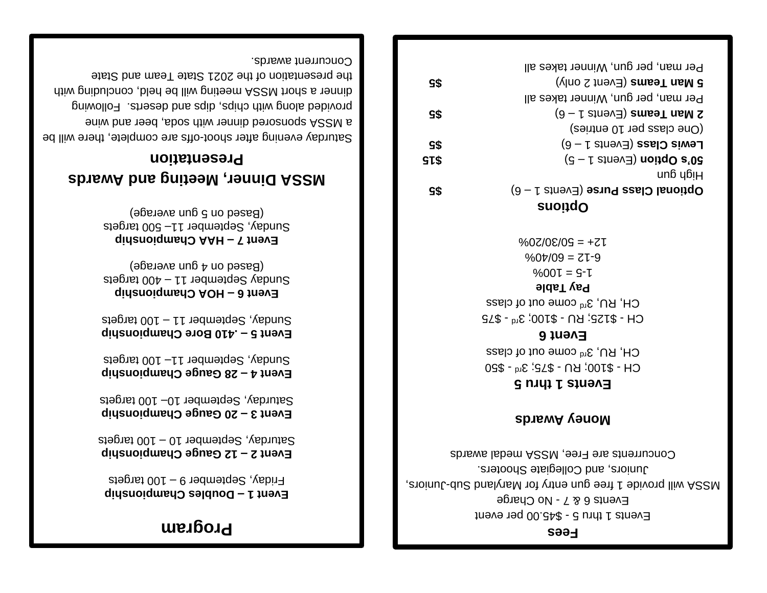# Program

**Event 1 – Doubles Championship**
Friday, September 9 – 100 targets

**Event 2 – 12 Gauge Championship**
Saturday, September 10 – 100 targets

**Event 3 – 20 Gauge Championship**
Saturday, September 10– 100 targets

**Event 4 – 28 Gauge Championship**
Sunday, September 11– 100 targets

**Event 5 – .410 Bore Championship**
Sunday, September 11 – 100 targets

**Event 6 – HOA Championship**
Sunday September 11 – 400 targets
(Based on 4 gun average)

**Event 7 – HAA Championship**
Sunday, September 11– 500 targets
(Based on 5 gun average)

## MSSA Dinner, Meeting and Awards Presentation

Saturday evening after shoot-offs are complete, there will be a MSSA sponsored dinner with soda, beer and wine provided along with chips, dips and deserts. Following dinner a short MSSA meeting will be held, concluding with the presentation of the 2021 State Team and State Concurrent awards.

# Fees

Events 1 thru 5 - $45.00 per event
Events 6 & 7 - No Charge
MSSA will provide 1 free gun entry for Maryland Sub-Juniors, Juniors, and Collegiate Shooters.
Concurrents are Free, MSSA medal awards

## Money Awards

**Events 1 thru 5**
CH - $100; RU - $75; 3rd - $50
CH, RU, 3rd come out of class

**Event 6**
CH - $125; RU - $100; 3rd - $75
CH, RU, 3rd come out of class

**Pay Table**
1-5 = 100%
6-12 = 60/40%
12+ = 50/30/20%

## Options

**Optional Class Purse** (Events 1 – 6) **$5**
High gun

**50's Option** (Events 1 – 5) **$15**

**Lewis Class** (Events 1 – 6) **$5**
(One class per 10 entries)

**2 Man Teams** (Events 1 – 6) **$5**
Per man, per gun, Winner takes all

**5 Man Teams** (Event 2 only) **$5**
Per man, per gun, Winner takes all